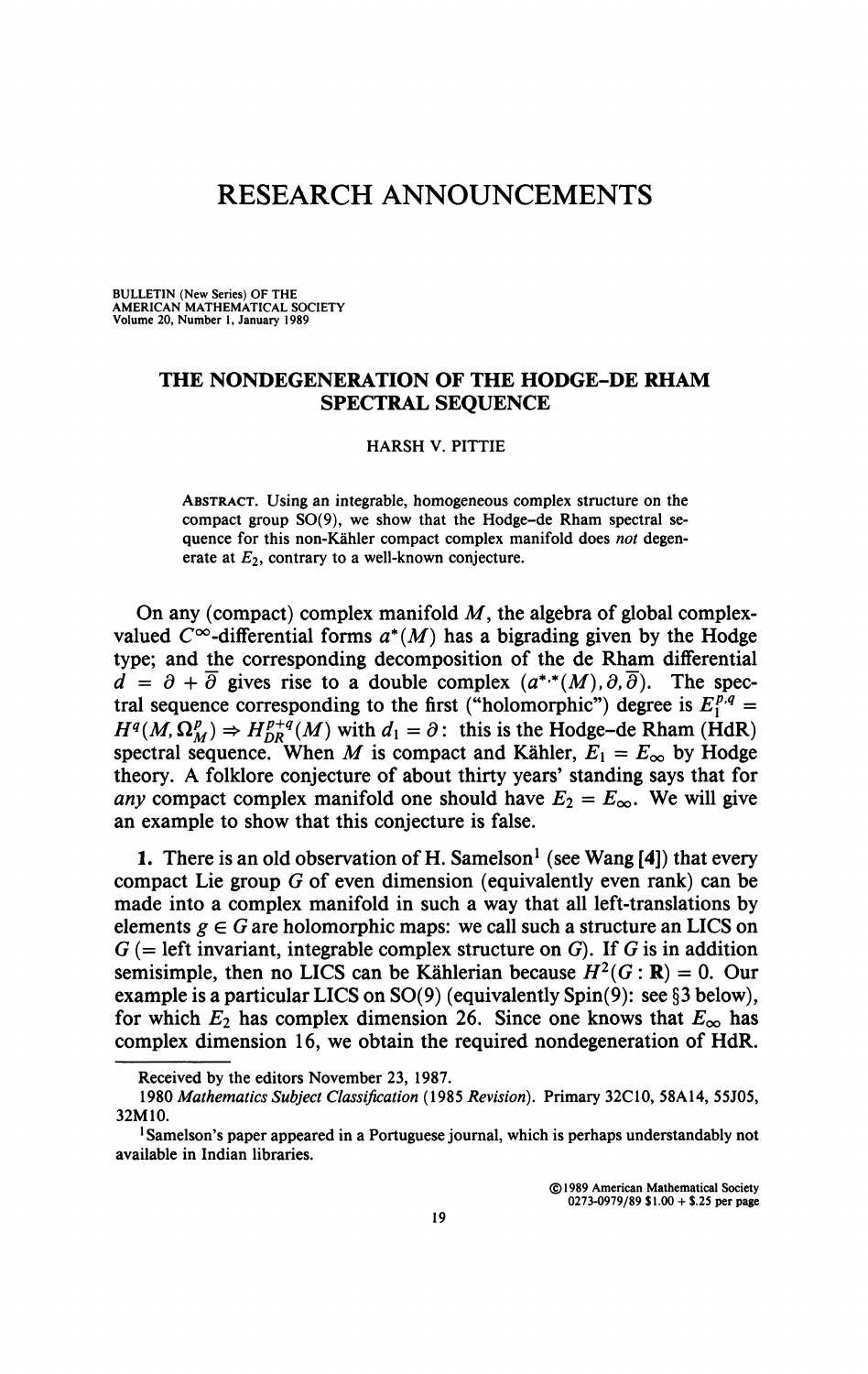# RESEARCH ANNOUNCEMENTS

BULLETIN (New Series) OF THE AMERICAN MATHEMATICAL SOCIETY
Volume 20, Number 1, January 1989

## THE NONDEGENERATION OF THE HODGE-DE RHAM SPECTRAL SEQUENCE

HARSH V. PITTIE

ABSTRACT. Using an integrable, homogeneous complex structure on the compact group SO(9), we show that the Hodge–de Rham spectral sequence for this non-Kähler compact complex manifold does *not* degenerate at $E_2$, contrary to a well-known conjecture.

On any (compact) complex manifold $M$, the algebra of global complex-valued $C^\infty$-differential forms $a^*(M)$ has a bigrading given by the Hodge type; and the corresponding decomposition of the de Rham differential $d = \partial + \bar{\partial}$ gives rise to a double complex $(a^{*,*}(M), \partial, \bar{\partial})$. The spectral sequence corresponding to the first ("holomorphic") degree is $E_1^{p,q} = H^q(M, \Omega_M^p) \Rightarrow H_{DR}^{p+q}(M)$ with $d_1 = \partial$: this is the Hodge–de Rham (HdR) spectral sequence. When $M$ is compact and Kähler, $E_1 = E_\infty$ by Hodge theory. A folklore conjecture of about thirty years' standing says that for *any* compact complex manifold one should have $E_2 = E_\infty$. We will give an example to show that this conjecture is false.

**1.** There is an old observation of H. Samelson[1] (see Wang [4]) that every compact Lie group $G$ of even dimension (equivalently even rank) can be made into a complex manifold in such a way that all left-translations by elements $g \in G$ are holomorphic maps: we call such a structure an LICS on $G$ (= left invariant, integrable complex structure on $G$). If $G$ is in addition semisimple, then no LICS can be Kählerian because $H^2(G : \mathbf{R}) = 0$. Our example is a particular LICS on SO(9) (equivalently Spin(9): see §3 below), for which $E_2$ has complex dimension 26. Since one knows that $E_\infty$ has complex dimension 16, we obtain the required nondegeneration of HdR.

Received by the editors November 23, 1987.

1980 *Mathematics Subject Classification* (1985 *Revision*). Primary 32C10, 58A14, 55J05, 32M10.

[1]Samelson's paper appeared in a Portuguese journal, which is perhaps understandably not available in Indian libraries.

©1989 American Mathematical Society
0273-0979/89 $1.00 + $.25 per page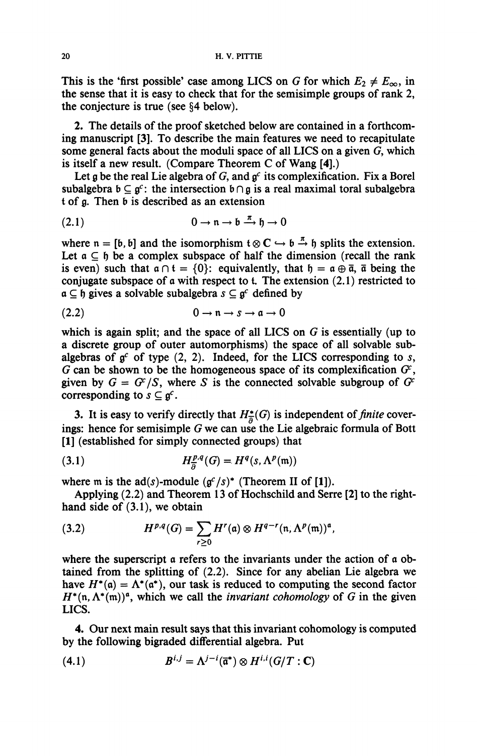This is the 'first possible' case among LICS on $G$ for which $E_2 \neq E_\infty$, in the sense that it is easy to check that for the semisimple groups of rank 2, the conjecture is true (see §4 below).

**2.** The details of the proof sketched below are contained in a forthcoming manuscript [3]. To describe the main features we need to recapitulate some general facts about the moduli space of all LICS on a given $G$, which is itself a new result. (Compare Theorem C of Wang [4].)

Let $\mathfrak{g}$ be the real Lie algebra of $G$, and $\mathfrak{g}^c$ its complexification. Fix a Borel subalgebra $\mathfrak{b} \subseteq \mathfrak{g}^c$: the intersection $\mathfrak{b} \cap \mathfrak{g}$ is a real maximal toral subalgebra $\mathfrak{t}$ of $\mathfrak{g}$. Then $\mathfrak{b}$ is described as an extension

$$0 \to \mathfrak{n} \to \mathfrak{b} \xrightarrow{\pi} \mathfrak{h} \to 0 \tag{2.1}$$

where $\mathfrak{n} = [\mathfrak{b}, \mathfrak{b}]$ and the isomorphism $\mathfrak{t} \otimes \mathbf{C} \hookrightarrow \mathfrak{b} \xrightarrow{\pi} \mathfrak{h}$ splits the extension. Let $\mathfrak{a} \subseteq \mathfrak{h}$ be a complex subspace of half the dimension (recall the rank is even) such that $\mathfrak{a} \cap \mathfrak{t} = \{0\}$: equivalently, that $\mathfrak{h} = \mathfrak{a} \oplus \bar{\mathfrak{a}}$, $\bar{\mathfrak{a}}$ being the conjugate subspace of $\mathfrak{a}$ with respect to $\mathfrak{t}$. The extension (2.1) restricted to $\mathfrak{a} \subseteq \mathfrak{h}$ gives a solvable subalgebra $s \subseteq \mathfrak{g}^c$ defined by

$$0 \to \mathfrak{n} \to s \to \mathfrak{a} \to 0 \tag{2.2}$$

which is again split; and the space of all LICS on $G$ is essentially (up to a discrete group of outer automorphisms) the space of all solvable subalgebras of $\mathfrak{g}^c$ of type (2, 2). Indeed, for the LICS corresponding to $s$, $G$ can be shown to be the homogeneous space of its complexification $G^c$, given by $G = G^c/S$, where $S$ is the connected solvable subgroup of $G^c$ corresponding to $s \subseteq \mathfrak{g}^c$.

**3.** It is easy to verify directly that $H_{\bar{\partial}}^*(G)$ is independent of *finite* coverings: hence for semisimple $G$ we can use the Lie algebraic formula of Bott [1] (established for simply connected groups) that

$$H_{\bar{\partial}}^{p,q}(G) = H^q(s, \Lambda^p(\mathfrak{m})) \tag{3.1}$$

where $\mathfrak{m}$ is the ad$(s)$-module $(\mathfrak{g}^c/s)^*$ (Theorem II of [1]).

Applying (2.2) and Theorem 13 of Hochschild and Serre [2] to the right-hand side of (3.1), we obtain

$$H^{p,q}(G) = \sum_{r \geq 0} H^r(\mathfrak{a}) \otimes H^{q-r}(\mathfrak{n}, \Lambda^p(\mathfrak{m}))^{\mathfrak{a}}, \tag{3.2}$$

where the superscript $\mathfrak{a}$ refers to the invariants under the action of $\mathfrak{a}$ obtained from the splitting of (2.2). Since for any abelian Lie algebra we have $H^*(\mathfrak{a}) = \Lambda^*(\mathfrak{a}^*)$, our task is reduced to computing the second factor $H^*(\mathfrak{n}, \Lambda^*(\mathfrak{m}))^{\mathfrak{a}}$, which we call the *invariant cohomology* of $G$ in the given LICS.

**4.** Our next main result says that this invariant cohomology is computed by the following bigraded differential algebra. Put

$$B^{i,j} = \Lambda^{j-i}(\bar{\mathfrak{a}}^*) \otimes H^{i,i}(G/T : \mathbf{C}) \tag{4.1}$$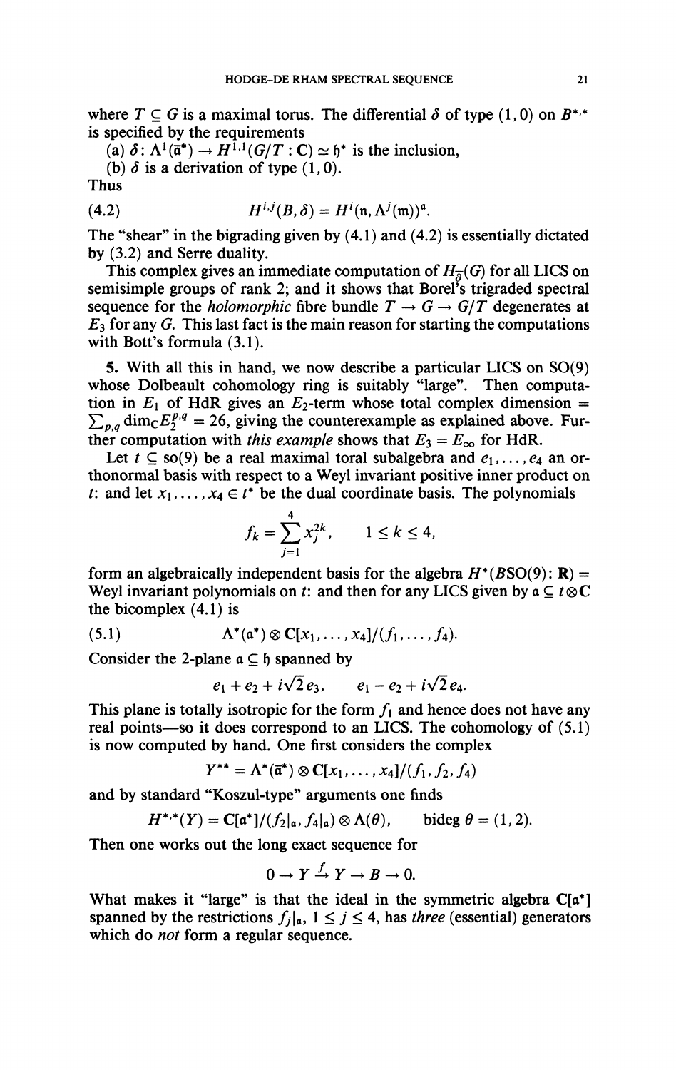where $T \subseteq G$ is a maximal torus. The differential $\delta$ of type $(1,0)$ on $B^{*,*}$ is specified by the requirements

(a) $\delta: \Lambda^1(\bar{\mathfrak{a}}^*) \to H^{1,1}(G/T : \mathbf{C}) \simeq \mathfrak{h}^*$ is the inclusion,

(b) $\delta$ is a derivation of type $(1,0)$.

Thus

$$H^{i,j}(B, \delta) = H^i(\mathfrak{n}, \Lambda^j(\mathfrak{m}))^{\mathfrak{a}}. \tag{4.2}$$

The "shear" in the bigrading given by (4.1) and (4.2) is essentially dictated by (3.2) and Serre duality.

This complex gives an immediate computation of $H_{\bar{\partial}}(G)$ for all LICS on semisimple groups of rank 2; and it shows that Borel's trigraded spectral sequence for the *holomorphic* fibre bundle $T \to G \to G/T$ degenerates at $E_3$ for any $G$. This last fact is the main reason for starting the computations with Bott's formula (3.1).

5. With all this in hand, we now describe a particular LICS on SO(9) whose Dolbeault cohomology ring is suitably "large". Then computation in $E_1$ of HdR gives an $E_2$-term whose total complex dimension $= \sum_{p,q} \dim_{\mathbf{C}} E_2^{p,q} = 26$, giving the counterexample as explained above. Further computation with *this example* shows that $E_3 = E_\infty$ for HdR.

Let $t \subseteq \mathrm{so}(9)$ be a real maximal toral subalgebra and $e_1, \ldots, e_4$ an orthonormal basis with respect to a Weyl invariant positive inner product on $t$: and let $x_1, \ldots, x_4 \in t^*$ be the dual coordinate basis. The polynomials

$$f_k = \sum_{j=1}^{4} x_j^{2k}, \qquad 1 \le k \le 4,$$

form an algebraically independent basis for the algebra $H^*(B\mathrm{SO}(9) : \mathbf{R}) =$ Weyl invariant polynomials on $t$: and then for any LICS given by $\mathfrak{a} \subseteq t \otimes \mathbf{C}$ the bicomplex (4.1) is

$$\Lambda^*(\mathfrak{a}^*) \otimes \mathbf{C}[x_1, \ldots, x_4]/(f_1, \ldots, f_4). \tag{5.1}$$

Consider the 2-plane $\mathfrak{a} \subseteq \mathfrak{h}$ spanned by

$$e_1 + e_2 + i\sqrt{2}\, e_3, \qquad e_1 - e_2 + i\sqrt{2}\, e_4.$$

This plane is totally isotropic for the form $f_1$ and hence does not have any real points—so it does correspond to an LICS. The cohomology of (5.1) is now computed by hand. One first considers the complex

$$Y^{**} = \Lambda^*(\bar{\mathfrak{a}}^*) \otimes \mathbf{C}[x_1, \ldots, x_4]/(f_1, f_2, f_4)$$

and by standard "Koszul-type" arguments one finds

$$H^{*,*}(Y) = \mathbf{C}[\mathfrak{a}^*]/(f_2|_{\mathfrak{a}}, f_4|_{\mathfrak{a}}) \otimes \Lambda(\theta), \qquad \text{bideg } \theta = (1,2).$$

Then one works out the long exact sequence for

$$0 \to Y \xrightarrow{f} Y \to B \to 0.$$

What makes it "large" is that the ideal in the symmetric algebra $\mathbf{C}[\mathfrak{a}^*]$ spanned by the restrictions $f_j|_{\mathfrak{a}}$, $1 \le j \le 4$, has *three* (essential) generators which do *not* form a regular sequence.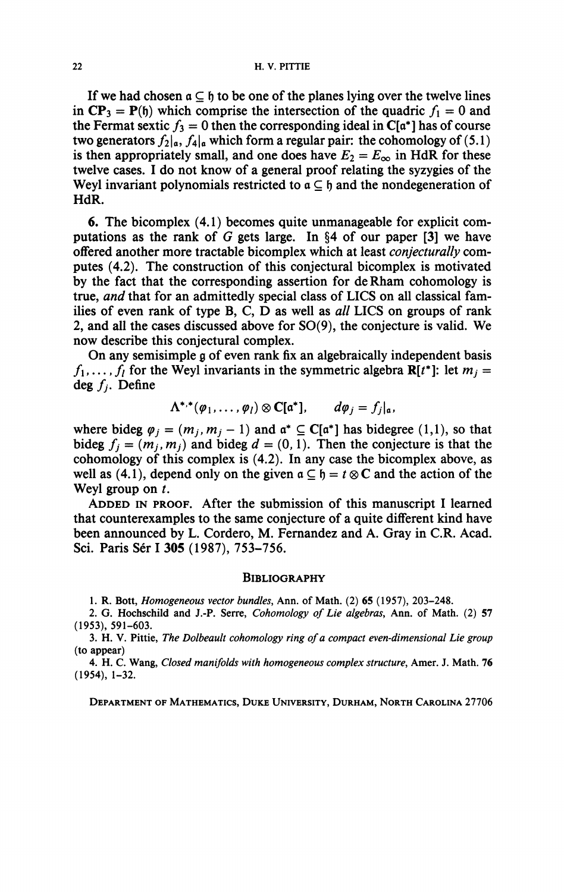If we had chosen $\mathfrak{a} \subseteq \mathfrak{h}$ to be one of the planes lying over the twelve lines in $\mathbf{CP}_3 = \mathbf{P}(\mathfrak{h})$ which comprise the intersection of the quadric $f_1 = 0$ and the Fermat sextic $f_3 = 0$ then the corresponding ideal in $\mathbf{C}[\mathfrak{a}^*]$ has of course two generators $f_2|_{\mathfrak{a}}$, $f_4|_{\mathfrak{a}}$ which form a regular pair: the cohomology of (5.1) is then appropriately small, and one does have $E_2 = E_\infty$ in HdR for these twelve cases. I do not know of a general proof relating the syzygies of the Weyl invariant polynomials restricted to $\mathfrak{a} \subseteq \mathfrak{h}$ and the nondegeneration of HdR.

6. The bicomplex (4.1) becomes quite unmanageable for explicit computations as the rank of $G$ gets large. In §4 of our paper [3] we have offered another more tractable bicomplex which at least *conjecturally* computes (4.2). The construction of this conjectural bicomplex is motivated by the fact that the corresponding assertion for de Rham cohomology is true, *and* that for an admittedly special class of LICS on all classical families of even rank of type B, C, D as well as *all* LICS on groups of rank 2, and all the cases discussed above for SO(9), the conjecture is valid. We now describe this conjectural complex.

On any semisimple $\mathfrak{g}$ of even rank fix an algebraically independent basis $f_1, \ldots, f_l$ for the Weyl invariants in the symmetric algebra $\mathbf{R}[t^*]$: let $m_j = \deg f_j$. Define

$$\Lambda^{*,*}(\varphi_1, \ldots, \varphi_l) \otimes \mathbf{C}[\mathfrak{a}^*], \qquad d\varphi_j = f_j|_{\mathfrak{a}},$$

where bideg $\varphi_j = (m_j, m_j - 1)$ and $\mathfrak{a}^* \subseteq \mathbf{C}[\mathfrak{a}^*]$ has bidegree (1,1), so that bideg $f_j = (m_j, m_j)$ and bideg $d = (0, 1)$. Then the conjecture is that the cohomology of this complex is (4.2). In any case the bicomplex above, as well as (4.1), depend only on the given $\mathfrak{a} \subseteq \mathfrak{h} = t \otimes \mathbf{C}$ and the action of the Weyl group on $t$.

ADDED IN PROOF. After the submission of this manuscript I learned that counterexamples to the same conjecture of a quite different kind have been announced by L. Cordero, M. Fernandez and A. Gray in C.R. Acad. Sci. Paris Sér I **305** (1987), 753–756.

## BIBLIOGRAPHY

1. R. Bott, *Homogeneous vector bundles*, Ann. of Math. (2) **65** (1957), 203–248.
2. G. Hochschild and J.-P. Serre, *Cohomology of Lie algebras*, Ann. of Math. (2) **57** (1953), 591–603.
3. H. V. Pittie, *The Dolbeault cohomology ring of a compact even-dimensional Lie group* (to appear)
4. H. C. Wang, *Closed manifolds with homogeneous complex structure*, Amer. J. Math. **76** (1954), 1–32.

DEPARTMENT OF MATHEMATICS, DUKE UNIVERSITY, DURHAM, NORTH CAROLINA 27706